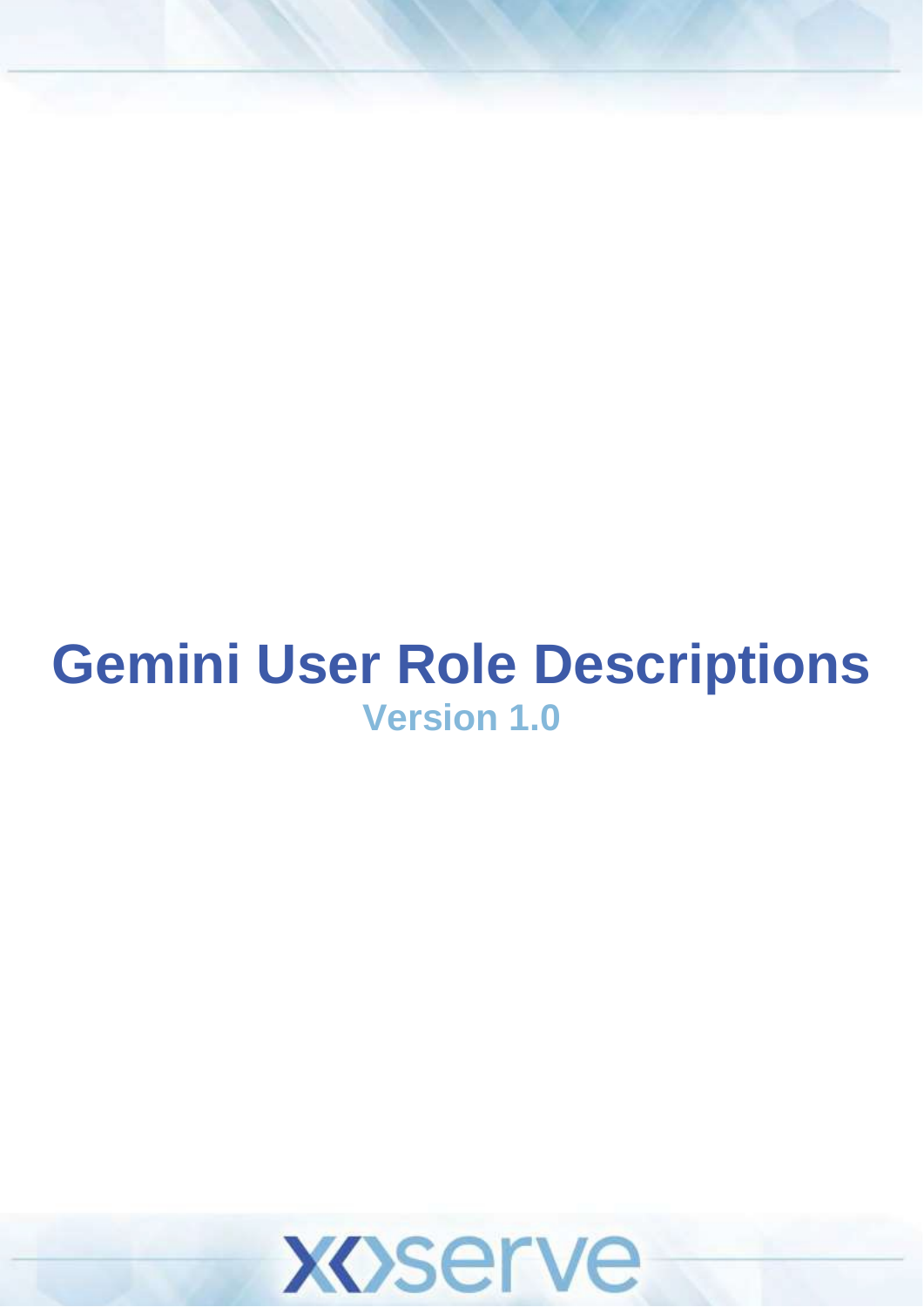# Gemini User Role Descriptions

**Version 1.0**

xoserve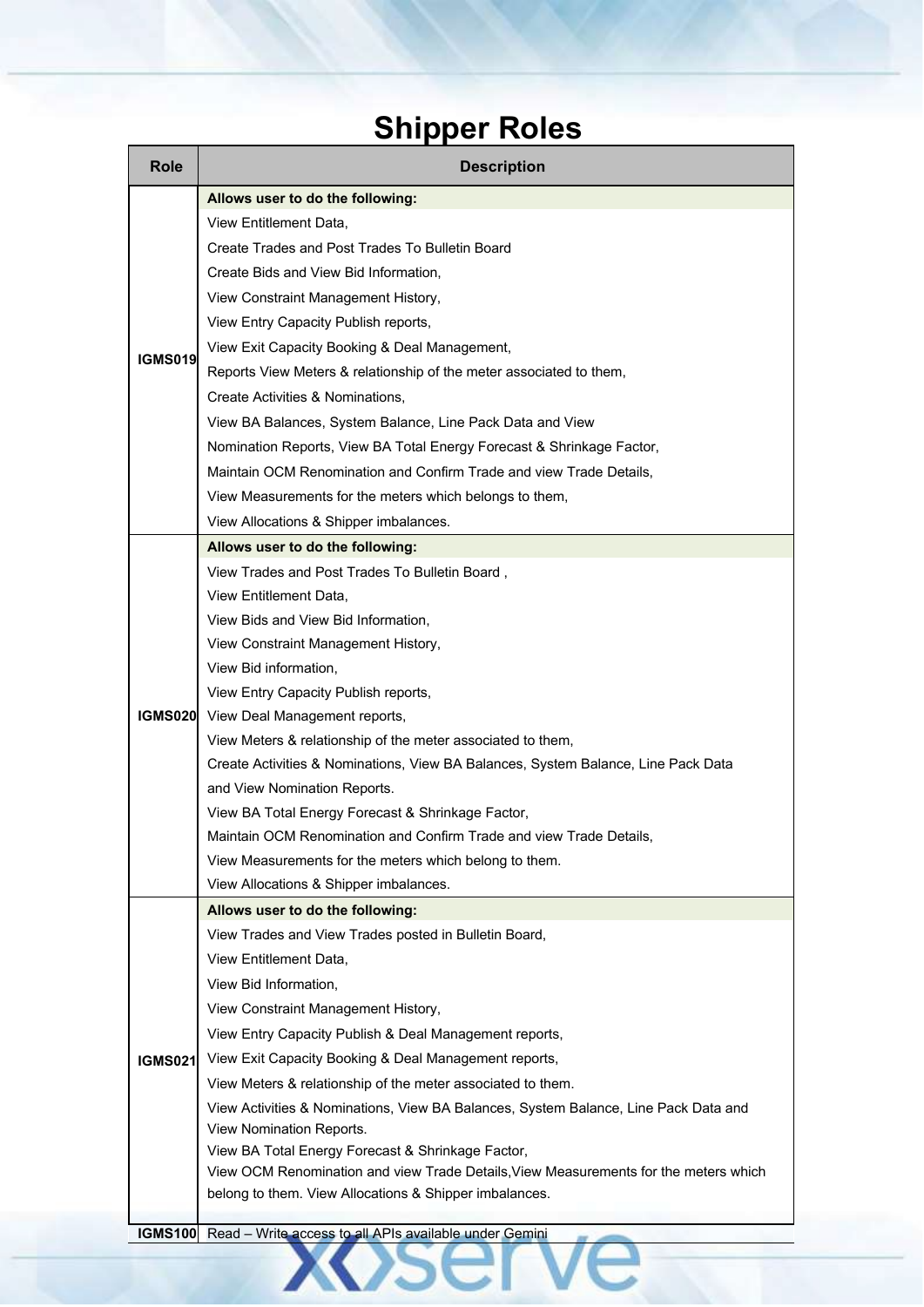# Shipper Roles

| Role | Description |
|---|---|
| IGMS019 | **Allows user to do the following:**<br>View Entitlement Data,<br>Create Trades and Post Trades To Bulletin Board<br>Create Bids and View Bid Information,<br>View Constraint Management History,<br>View Entry Capacity Publish reports,<br>View Exit Capacity Booking & Deal Management,<br>Reports View Meters & relationship of the meter associated to them,<br>Create Activities & Nominations,<br>View BA Balances, System Balance, Line Pack Data and View<br>Nomination Reports, View BA Total Energy Forecast & Shrinkage Factor,<br>Maintain OCM Renomination and Confirm Trade and view Trade Details,<br>View Measurements for the meters which belongs to them,<br>View Allocations & Shipper imbalances. |
| IGMS020 | **Allows user to do the following:**<br>View Trades and Post Trades To Bulletin Board ,<br>View Entitlement Data,<br>View Bids and View Bid Information,<br>View Constraint Management History,<br>View Bid information,<br>View Entry Capacity Publish reports,<br>View Deal Management reports,<br>View Meters & relationship of the meter associated to them,<br>Create Activities & Nominations, View BA Balances, System Balance, Line Pack Data<br>and View Nomination Reports.<br>View BA Total Energy Forecast & Shrinkage Factor,<br>Maintain OCM Renomination and Confirm Trade and view Trade Details,<br>View Measurements for the meters which belong to them.<br>View Allocations & Shipper imbalances. |
| IGMS021 | **Allows user to do the following:**<br>View Trades and View Trades posted in Bulletin Board,<br>View Entitlement Data,<br>View Bid Information,<br>View Constraint Management History,<br>View Entry Capacity Publish & Deal Management reports,<br>View Exit Capacity Booking & Deal Management reports,<br>View Meters & relationship of the meter associated to them.<br>View Activities & Nominations, View BA Balances, System Balance, Line Pack Data and View Nomination Reports.<br>View BA Total Energy Forecast & Shrinkage Factor,<br>View OCM Renomination and view Trade Details,View Measurements for the meters which belong to them. View Allocations & Shipper imbalances. |
| IGMS100 | Read – Write access to all APIs available under Gemini |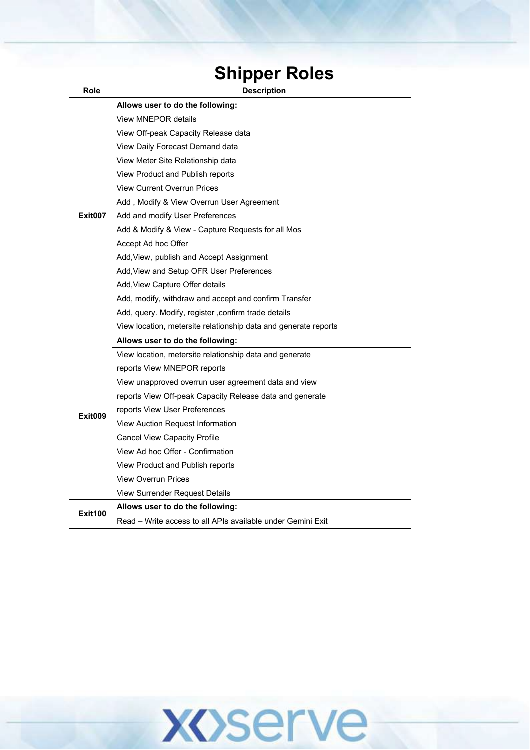# Shipper Roles

| Role | Description |
| --- | --- |
| Exit007 | **Allows user to do the following:**<br>View MNEPOR details<br>View Off-peak Capacity Release data<br>View Daily Forecast Demand data<br>View Meter Site Relationship data<br>View Product and Publish reports<br>View Current Overrun Prices<br>Add , Modify & View Overrun User Agreement<br>Add and modify User Preferences<br>Add & Modify & View - Capture Requests for all Mos<br>Accept Ad hoc Offer<br>Add,View, publish and Accept Assignment<br>Add,View and Setup OFR User Preferences<br>Add,View Capture Offer details<br>Add, modify, withdraw and accept and confirm Transfer<br>Add, query. Modify, register ,confirm trade details<br>View location, metersite relationship data and generate reports |
| Exit009 | **Allows user to do the following:**<br>View location, metersite relationship data and generate reports View MNEPOR reports<br>View unapproved overrun user agreement data and view reports View Off-peak Capacity Release data and generate reports View User Preferences<br>View Auction Request Information<br>Cancel View Capacity Profile<br>View Ad hoc Offer - Confirmation<br>View Product and Publish reports<br>View Overrun Prices<br>View Surrender Request Details |
| Exit100 | **Allows user to do the following:**<br>Read – Write access to all APIs available under Gemini Exit |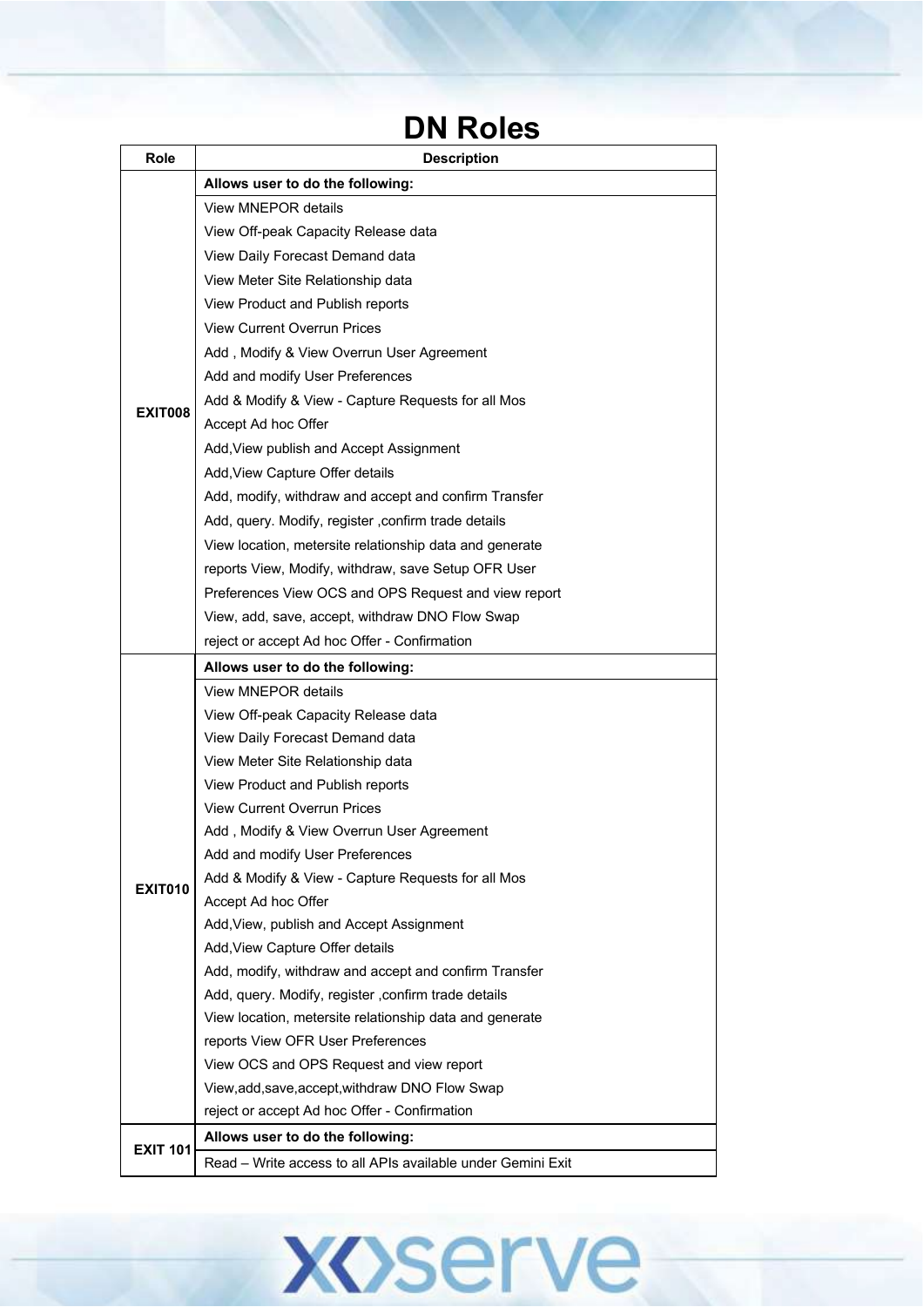# DN Roles

| Role | Description |
|---|---|
| EXIT008 | **Allows user to do the following:**<br>View MNEPOR details<br>View Off-peak Capacity Release data<br>View Daily Forecast Demand data<br>View Meter Site Relationship data<br>View Product and Publish reports<br>View Current Overrun Prices<br>Add , Modify & View Overrun User Agreement<br>Add and modify User Preferences<br>Add & Modify & View - Capture Requests for all Mos<br>Accept Ad hoc Offer<br>Add,View publish and Accept Assignment<br>Add,View Capture Offer details<br>Add, modify, withdraw and accept and confirm Transfer<br>Add, query. Modify, register ,confirm trade details<br>View location, metersite relationship data and generate<br>reports View, Modify, withdraw, save Setup OFR User<br>Preferences View OCS and OPS Request and view report<br>View, add, save, accept, withdraw DNO Flow Swap<br>reject or accept Ad hoc Offer - Confirmation |
| EXIT010 | **Allows user to do the following:**<br>View MNEPOR details<br>View Off-peak Capacity Release data<br>View Daily Forecast Demand data<br>View Meter Site Relationship data<br>View Product and Publish reports<br>View Current Overrun Prices<br>Add , Modify & View Overrun User Agreement<br>Add and modify User Preferences<br>Add & Modify & View - Capture Requests for all Mos<br>Accept Ad hoc Offer<br>Add,View, publish and Accept Assignment<br>Add,View Capture Offer details<br>Add, modify, withdraw and accept and confirm Transfer<br>Add, query. Modify, register ,confirm trade details<br>View location, metersite relationship data and generate<br>reports View OFR User Preferences<br>View OCS and OPS Request and view report<br>View,add,save,accept,withdraw DNO Flow Swap<br>reject or accept Ad hoc Offer - Confirmation |
| EXIT 101 | **Allows user to do the following:**<br>Read – Write access to all APIs available under Gemini Exit |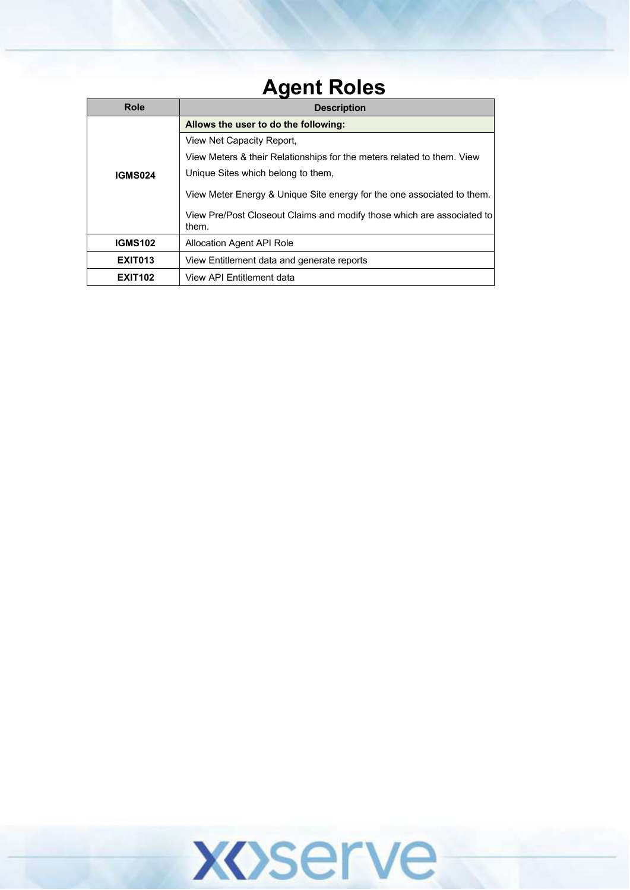# Agent Roles

| Role | Description |
|---|---|
| IGMS024 | **Allows the user to do the following:**<br>View Net Capacity Report,<br>View Meters & their Relationships for the meters related to them. View Unique Sites which belong to them,<br>View Meter Energy & Unique Site energy for the one associated to them.<br>View Pre/Post Closeout Claims and modify those which are associated to them. |
| IGMS102 | Allocation Agent API Role |
| EXIT013 | View Entitlement data and generate reports |
| EXIT102 | View API Entitlement data |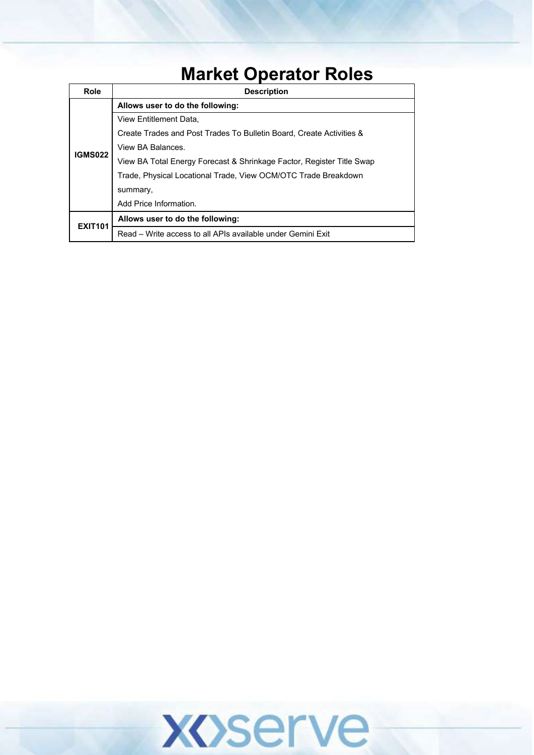# Market Operator Roles

| Role | Description |
|---|---|
| IGMS022 | **Allows user to do the following:**<br>View Entitlement Data,<br>Create Trades and Post Trades To Bulletin Board, Create Activities & View BA Balances.<br>View BA Total Energy Forecast & Shrinkage Factor, Register Title Swap Trade, Physical Locational Trade, View OCM/OTC Trade Breakdown summary,<br>Add Price Information. |
| EXIT101 | **Allows user to do the following:**<br>Read – Write access to all APIs available under Gemini Exit |